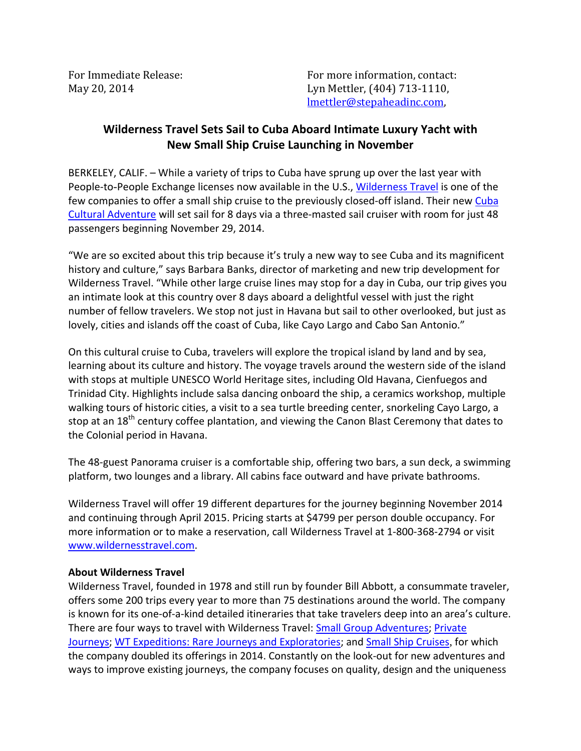For Immediate Release:
May 20, 2014

For more information, contact:
Lyn Mettler, (404) 713-1110,
lmettler@stepaheadinc.com,

## Wilderness Travel Sets Sail to Cuba Aboard Intimate Luxury Yacht with New Small Ship Cruise Launching in November

BERKELEY, CALIF. – While a variety of trips to Cuba have sprung up over the last year with People-to-People Exchange licenses now available in the U.S., Wilderness Travel is one of the few companies to offer a small ship cruise to the previously closed-off island. Their new Cuba Cultural Adventure will set sail for 8 days via a three-masted sail cruiser with room for just 48 passengers beginning November 29, 2014.

"We are so excited about this trip because it's truly a new way to see Cuba and its magnificent history and culture," says Barbara Banks, director of marketing and new trip development for Wilderness Travel. "While other large cruise lines may stop for a day in Cuba, our trip gives you an intimate look at this country over 8 days aboard a delightful vessel with just the right number of fellow travelers. We stop not just in Havana but sail to other overlooked, but just as lovely, cities and islands off the coast of Cuba, like Cayo Largo and Cabo San Antonio."

On this cultural cruise to Cuba, travelers will explore the tropical island by land and by sea, learning about its culture and history. The voyage travels around the western side of the island with stops at multiple UNESCO World Heritage sites, including Old Havana, Cienfuegos and Trinidad City. Highlights include salsa dancing onboard the ship, a ceramics workshop, multiple walking tours of historic cities, a visit to a sea turtle breeding center, snorkeling Cayo Largo, a stop at an 18th century coffee plantation, and viewing the Canon Blast Ceremony that dates to the Colonial period in Havana.

The 48-guest Panorama cruiser is a comfortable ship, offering two bars, a sun deck, a swimming platform, two lounges and a library. All cabins face outward and have private bathrooms.

Wilderness Travel will offer 19 different departures for the journey beginning November 2014 and continuing through April 2015. Pricing starts at $4799 per person double occupancy. For more information or to make a reservation, call Wilderness Travel at 1-800-368-2794 or visit www.wildernesstravel.com.

**About Wilderness Travel**

Wilderness Travel, founded in 1978 and still run by founder Bill Abbott, a consummate traveler, offers some 200 trips every year to more than 75 destinations around the world. The company is known for its one-of-a-kind detailed itineraries that take travelers deep into an area's culture. There are four ways to travel with Wilderness Travel: Small Group Adventures; Private Journeys; WT Expeditions: Rare Journeys and Exploratories; and Small Ship Cruises, for which the company doubled its offerings in 2014. Constantly on the look-out for new adventures and ways to improve existing journeys, the company focuses on quality, design and the uniqueness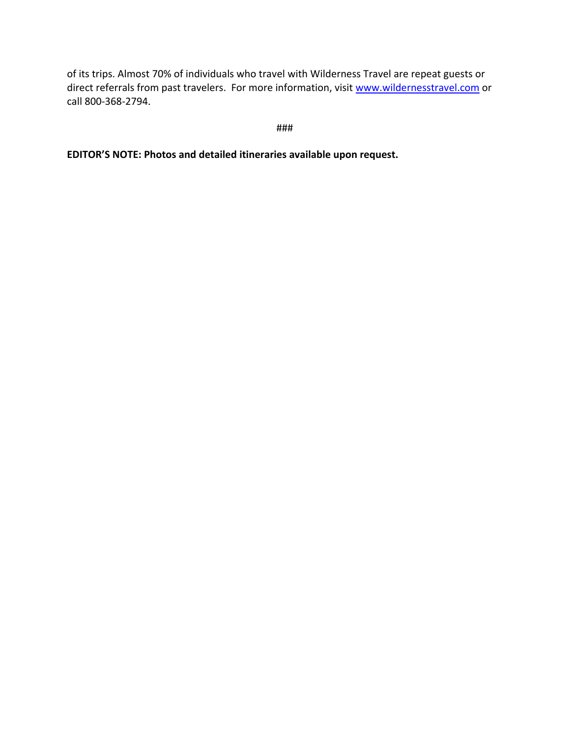of its trips. Almost 70% of individuals who travel with Wilderness Travel are repeat guests or direct referrals from past travelers. For more information, visit www.wildernesstravel.com or call 800-368-2794.

###

**EDITOR'S NOTE: Photos and detailed itineraries available upon request.**